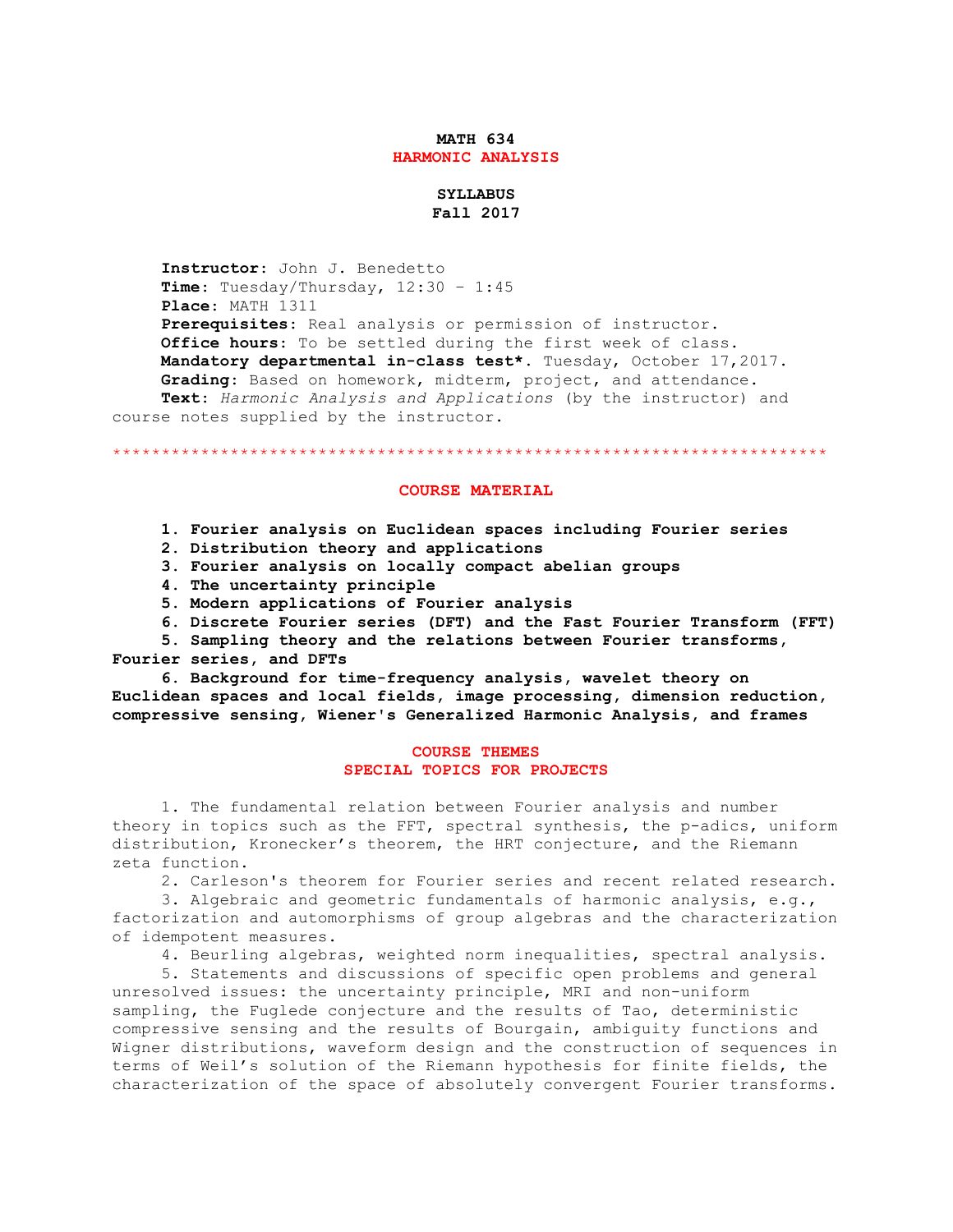# MATH 634
# HARMONIC ANALYSIS

## SYLLABUS
## Fall 2017

**Instructor:** John J. Benedetto
**Time:** Tuesday/Thursday, 12:30 – 1:45
**Place:** MATH 1311
**Prerequisites:** Real analysis or permission of instructor.
**Office hours:** To be settled during the first week of class.
**Mandatory departmental in-class test*.** Tuesday, October 17,2017.
**Grading:** Based on homework, midterm, project, and attendance.
**Text:** *Harmonic Analysis and Applications* (by the instructor) and course notes supplied by the instructor.

*************************************************************************

## COURSE MATERIAL

**1. Fourier analysis on Euclidean spaces including Fourier series**
**2. Distribution theory and applications**
**3. Fourier analysis on locally compact abelian groups**
**4. The uncertainty principle**
**5. Modern applications of Fourier analysis**
**6. Discrete Fourier series (DFT) and the Fast Fourier Transform (FFT)**
**5. Sampling theory and the relations between Fourier transforms, Fourier series, and DFTs**
**6. Background for time-frequency analysis, wavelet theory on Euclidean spaces and local fields, image processing, dimension reduction, compressive sensing, Wiener's Generalized Harmonic Analysis, and frames**

## COURSE THEMES
## SPECIAL TOPICS FOR PROJECTS

1. The fundamental relation between Fourier analysis and number theory in topics such as the FFT, spectral synthesis, the p-adics, uniform distribution, Kronecker's theorem, the HRT conjecture, and the Riemann zeta function.

2. Carleson's theorem for Fourier series and recent related research.

3. Algebraic and geometric fundamentals of harmonic analysis, e.g., factorization and automorphisms of group algebras and the characterization of idempotent measures.

4. Beurling algebras, weighted norm inequalities, spectral analysis.

5. Statements and discussions of specific open problems and general unresolved issues: the uncertainty principle, MRI and non-uniform sampling, the Fuglede conjecture and the results of Tao, deterministic compressive sensing and the results of Bourgain, ambiguity functions and Wigner distributions, waveform design and the construction of sequences in terms of Weil's solution of the Riemann hypothesis for finite fields, the characterization of the space of absolutely convergent Fourier transforms.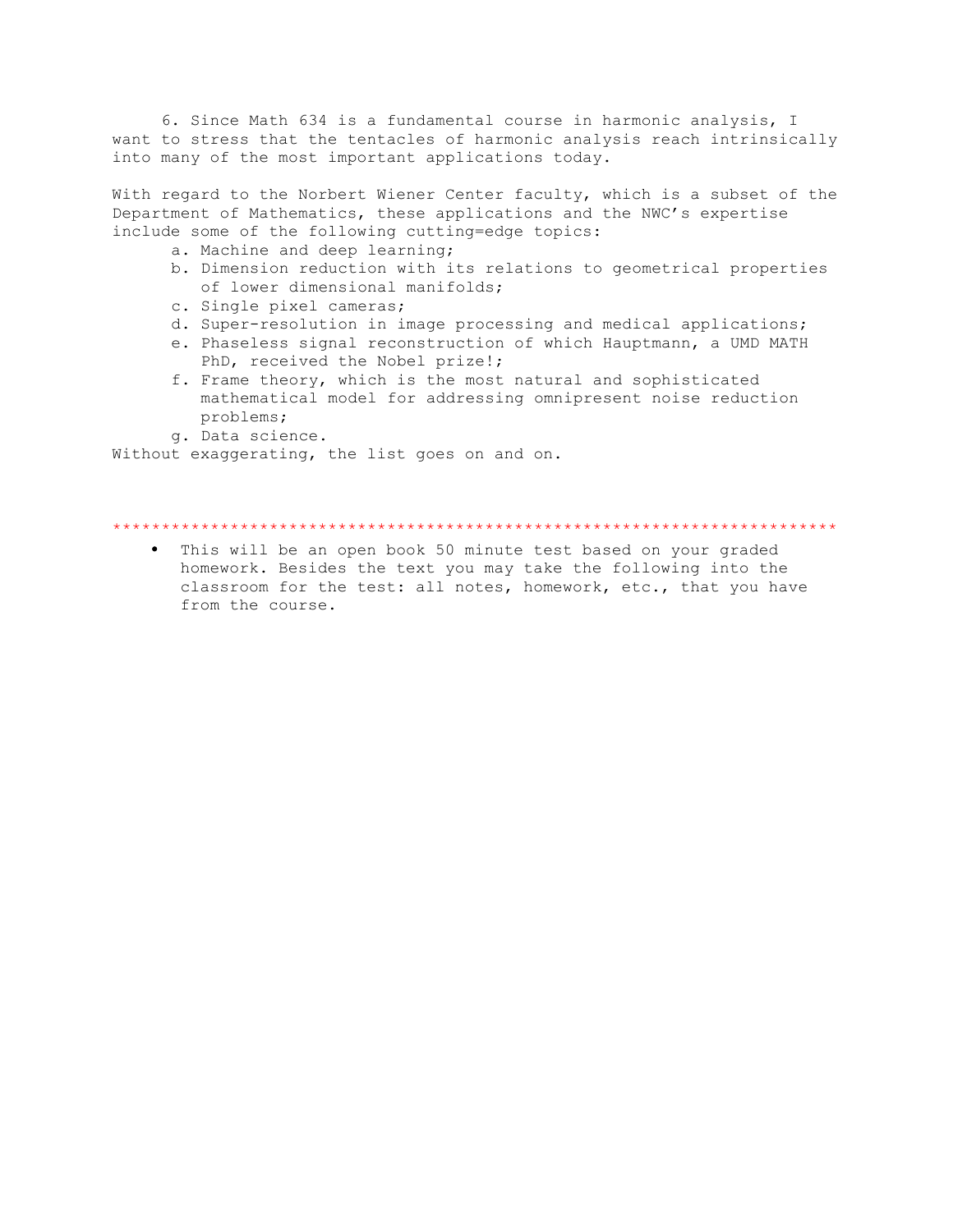6. Since Math 634 is a fundamental course in harmonic analysis, I want to stress that the tentacles of harmonic analysis reach intrinsically into many of the most important applications today.

With regard to the Norbert Wiener Center faculty, which is a subset of the Department of Mathematics, these applications and the NWC's expertise include some of the following cutting=edge topics:

a. Machine and deep learning;
b. Dimension reduction with its relations to geometrical properties of lower dimensional manifolds;
c. Single pixel cameras;
d. Super-resolution in image processing and medical applications;
e. Phaseless signal reconstruction of which Hauptmann, a UMD MATH PhD, received the Nobel prize!;
f. Frame theory, which is the most natural and sophisticated mathematical model for addressing omnipresent noise reduction problems;
g. Data science.

Without exaggerating, the list goes on and on.

***************************************************************************

- This will be an open book 50 minute test based on your graded homework. Besides the text you may take the following into the classroom for the test: all notes, homework, etc., that you have from the course.